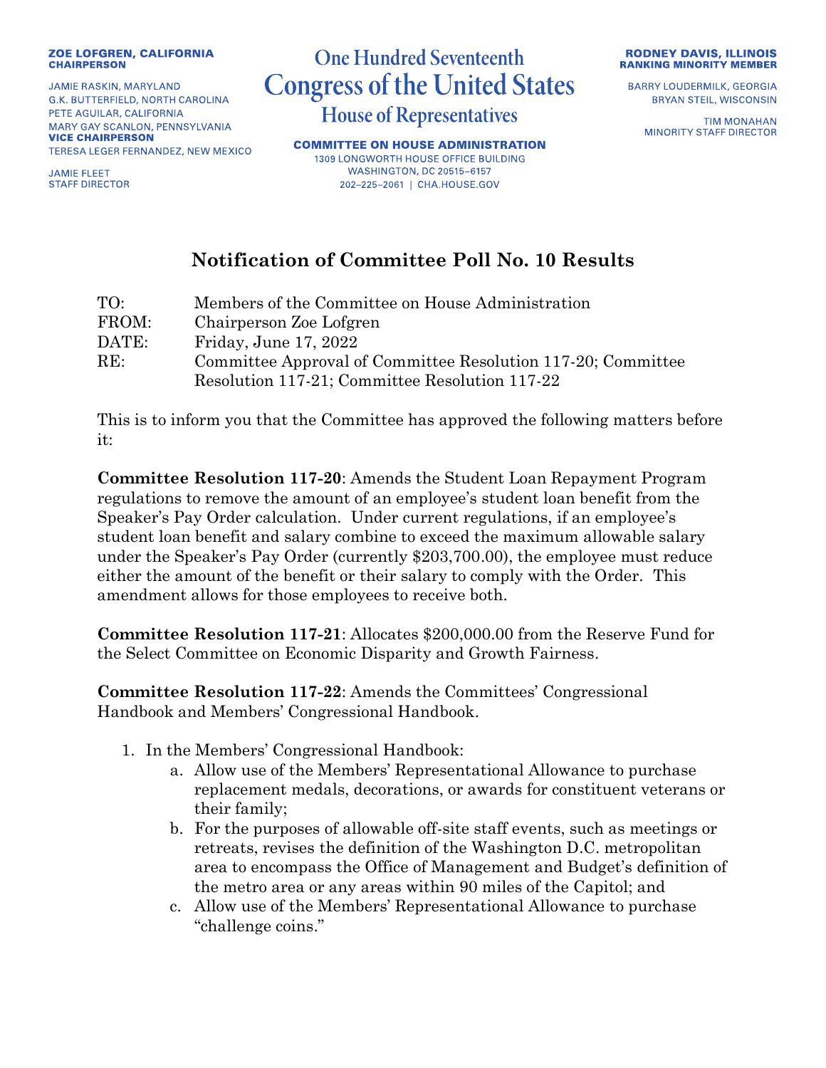ZOE LOFGREN, CALIFORNIA
**CHAIRPERSON**

JAMIE RASKIN, MARYLAND
G.K. BUTTERFIELD, NORTH CAROLINA
PETE AGUILAR, CALIFORNIA
MARY GAY SCANLON, PENNSYLVANIA
**VICE CHAIRPERSON**
TERESA LEGER FERNANDEZ, NEW MEXICO

JAMIE FLEET
STAFF DIRECTOR

**One Hundred Seventeenth**
**Congress of the United States**
**House of Representatives**

**COMMITTEE ON HOUSE ADMINISTRATION**
1309 LONGWORTH HOUSE OFFICE BUILDING
WASHINGTON, DC 20515–6157
202–225–2061 | CHA.HOUSE.GOV

**RODNEY DAVIS, ILLINOIS**
**RANKING MINORITY MEMBER**

BARRY LOUDERMILK, GEORGIA
BRYAN STEIL, WISCONSIN

TIM MONAHAN
MINORITY STAFF DIRECTOR

# Notification of Committee Poll No. 10 Results

TO: Members of the Committee on House Administration
FROM: Chairperson Zoe Lofgren
DATE: Friday, June 17, 2022
RE: Committee Approval of Committee Resolution 117-20; Committee Resolution 117-21; Committee Resolution 117-22

This is to inform you that the Committee has approved the following matters before it:

**Committee Resolution 117-20**: Amends the Student Loan Repayment Program regulations to remove the amount of an employee's student loan benefit from the Speaker's Pay Order calculation. Under current regulations, if an employee's student loan benefit and salary combine to exceed the maximum allowable salary under the Speaker's Pay Order (currently $203,700.00), the employee must reduce either the amount of the benefit or their salary to comply with the Order. This amendment allows for those employees to receive both.

**Committee Resolution 117-21**: Allocates $200,000.00 from the Reserve Fund for the Select Committee on Economic Disparity and Growth Fairness.

**Committee Resolution 117-22**: Amends the Committees' Congressional Handbook and Members' Congressional Handbook.

1. In the Members' Congressional Handbook:
    a. Allow use of the Members' Representational Allowance to purchase replacement medals, decorations, or awards for constituent veterans or their family;
    b. For the purposes of allowable off-site staff events, such as meetings or retreats, revises the definition of the Washington D.C. metropolitan area to encompass the Office of Management and Budget's definition of the metro area or any areas within 90 miles of the Capitol; and
    c. Allow use of the Members' Representational Allowance to purchase "challenge coins."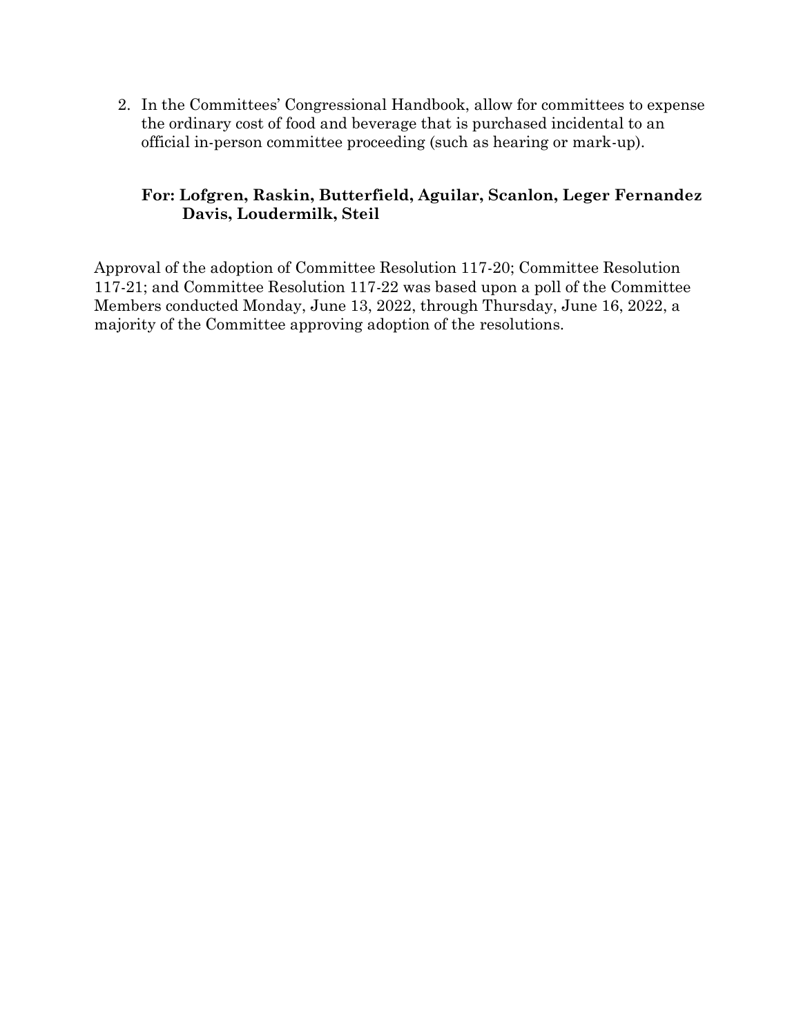2. In the Committees' Congressional Handbook, allow for committees to expense the ordinary cost of food and beverage that is purchased incidental to an official in-person committee proceeding (such as hearing or mark-up).

   **For: Lofgren, Raskin, Butterfield, Aguilar, Scanlon, Leger Fernandez Davis, Loudermilk, Steil**

Approval of the adoption of Committee Resolution 117-20; Committee Resolution 117-21; and Committee Resolution 117-22 was based upon a poll of the Committee Members conducted Monday, June 13, 2022, through Thursday, June 16, 2022, a majority of the Committee approving adoption of the resolutions.